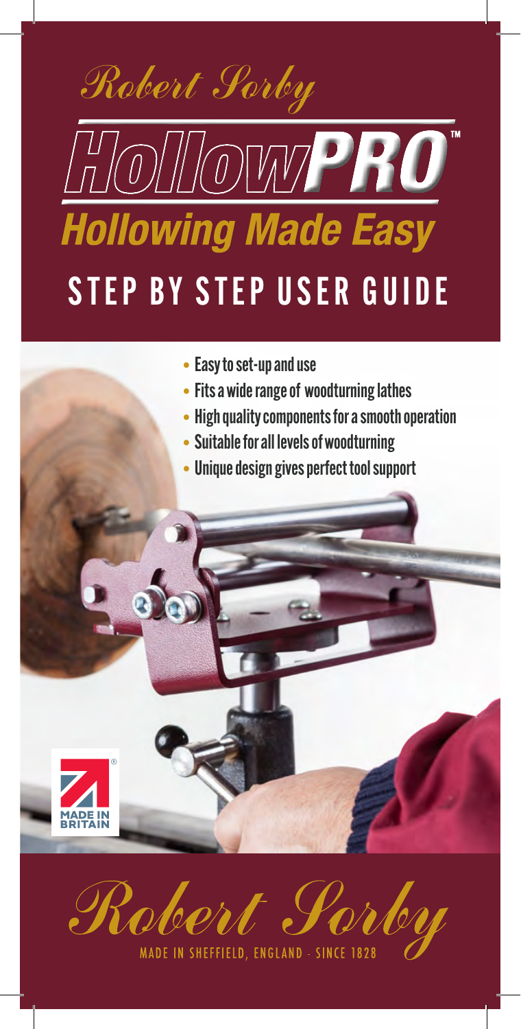Robert Sorby

# HollowPRO™

## Hollowing Made Easy

# STEP BY STEP USER GUIDE

- Easy to set-up and use
- Fits a wide range of woodturning lathes
- High quality components for a smooth operation
- Suitable for all levels of woodturning
- Unique design gives perfect tool support

MADE IN BRITAIN

Robert Sorby

MADE IN SHEFFIELD, ENGLAND - SINCE 1828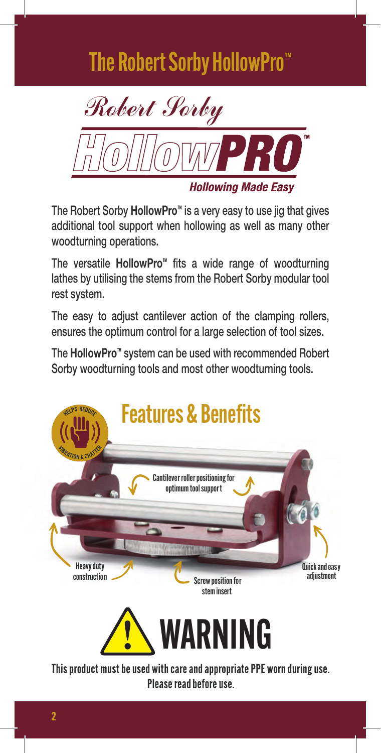# The Robert Sorby HollowPro™

Robert Sorby

HollowPRO™

*Hollowing Made Easy*

The Robert Sorby **HollowPro™** is a very easy to use jig that gives additional tool support when hollowing as well as many other woodturning operations.

The versatile **HollowPro™** fits a wide range of woodturning lathes by utilising the stems from the Robert Sorby modular tool rest system.

The easy to adjust cantilever action of the clamping rollers, ensures the optimum control for a large selection of tool sizes.

The **HollowPro™** system can be used with recommended Robert Sorby woodturning tools and most other woodturning tools.

## Features & Benefits

HELPS REDUCE VIBRATION & CHATTER

Cantilever roller positioning for optimum tool support

Heavy duty construction

Screw position for stem insert

Quick and easy adjustment

## WARNING

**This product must be used with care and appropriate PPE worn during use. Please read before use.**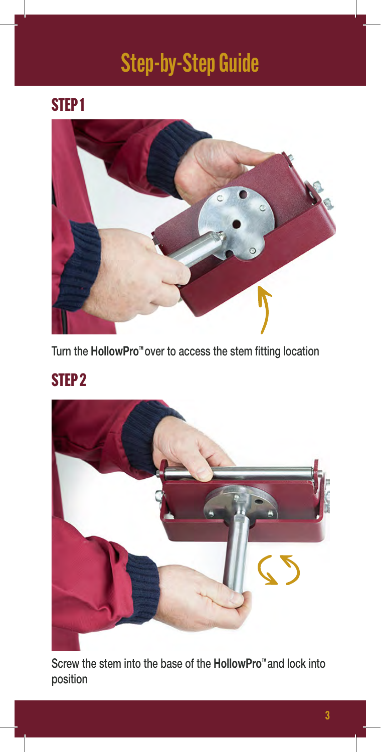# Step-by-Step Guide

## STEP 1

Turn the **HollowPro™** over to access the stem fitting location

## STEP 2

Screw the stem into the base of the **HollowPro™** and lock into position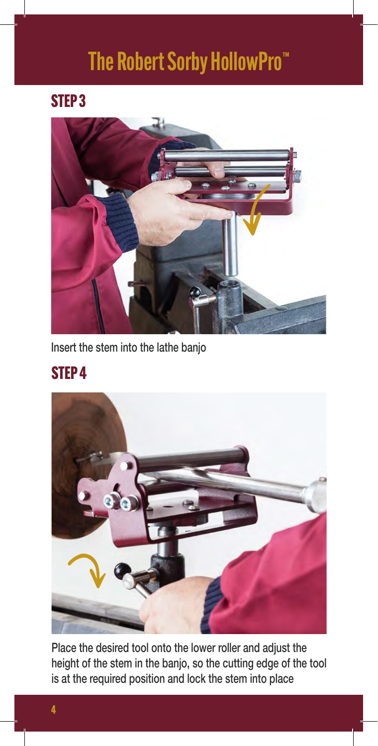# The Robert Sorby HollowPro™

## STEP 3

Insert the stem into the lathe banjo

## STEP 4

Place the desired tool onto the lower roller and adjust the height of the stem in the banjo, so the cutting edge of the tool is at the required position and lock the stem into place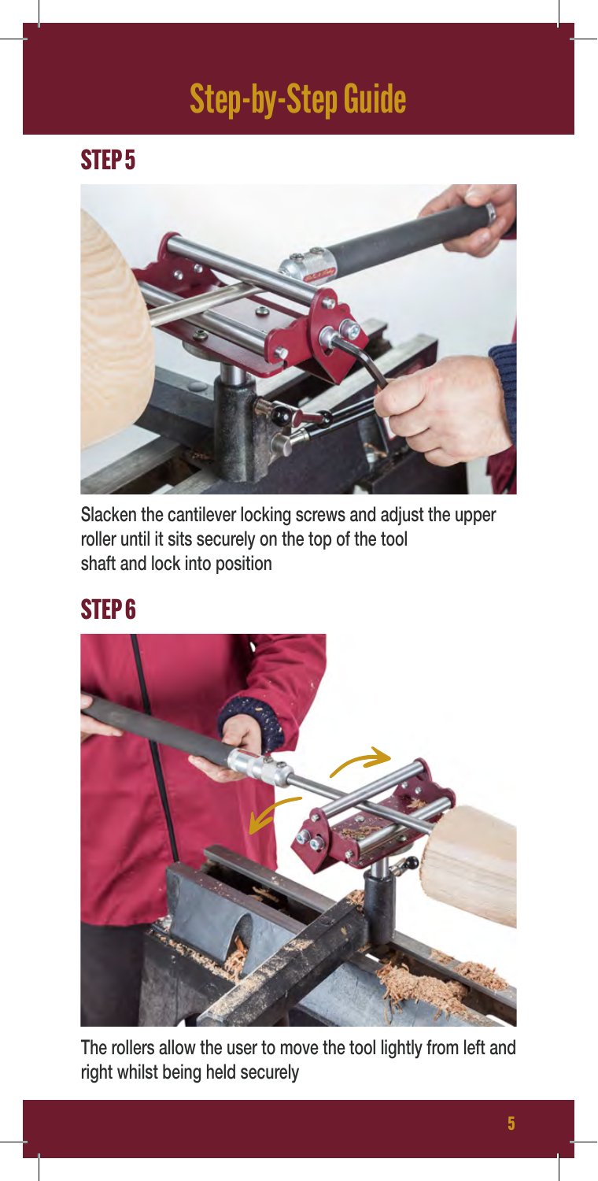# Step-by-Step Guide

## STEP 5

Slacken the cantilever locking screws and adjust the upper roller until it sits securely on the top of the tool shaft and lock into position

## STEP 6

The rollers allow the user to move the tool lightly from left and right whilst being held securely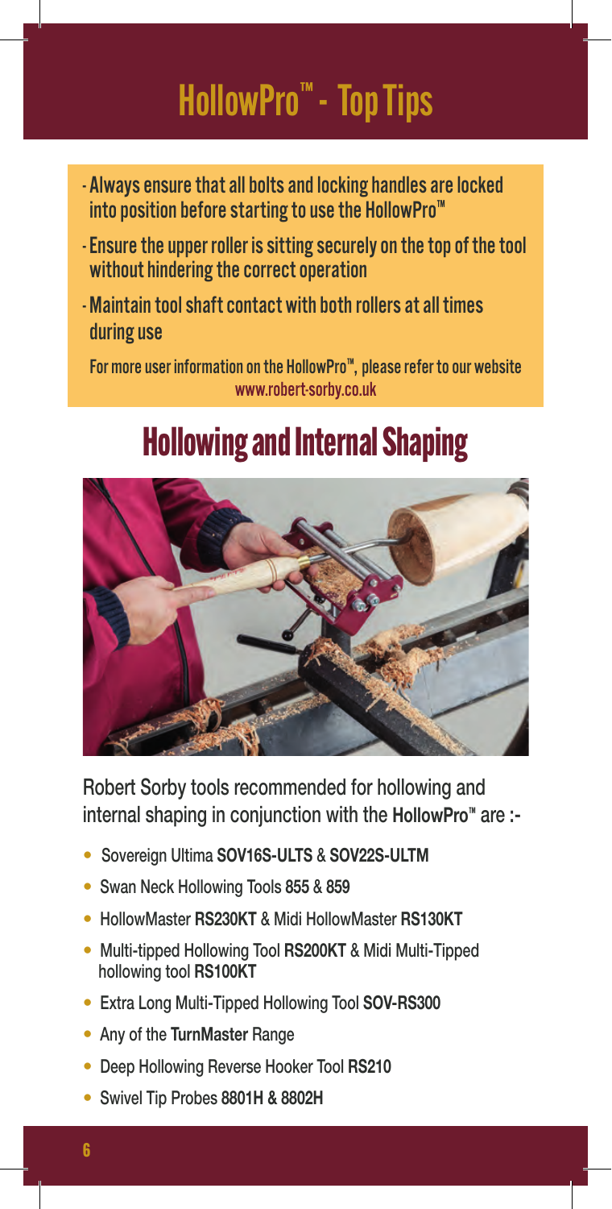# HollowPro™ - Top Tips

- Always ensure that all bolts and locking handles are locked into position before starting to use the HollowPro™
- Ensure the upper roller is sitting securely on the top of the tool without hindering the correct operation
- Maintain tool shaft contact with both rollers at all times during use

For more user information on the HollowPro™, please refer to our website **www.robert-sorby.co.uk**

## Hollowing and Internal Shaping

Robert Sorby tools recommended for hollowing and internal shaping in conjunction with the **HollowPro™** are :-

- Sovereign Ultima **SOV16S-ULTS** & **SOV22S-ULTM**
- Swan Neck Hollowing Tools **855** & **859**
- HollowMaster **RS230KT** & Midi HollowMaster **RS130KT**
- Multi-tipped Hollowing Tool **RS200KT** & Midi Multi-Tipped hollowing tool **RS100KT**
- Extra Long Multi-Tipped Hollowing Tool **SOV-RS300**
- Any of the **TurnMaster** Range
- Deep Hollowing Reverse Hooker Tool **RS210**
- Swivel Tip Probes **8801H & 8802H**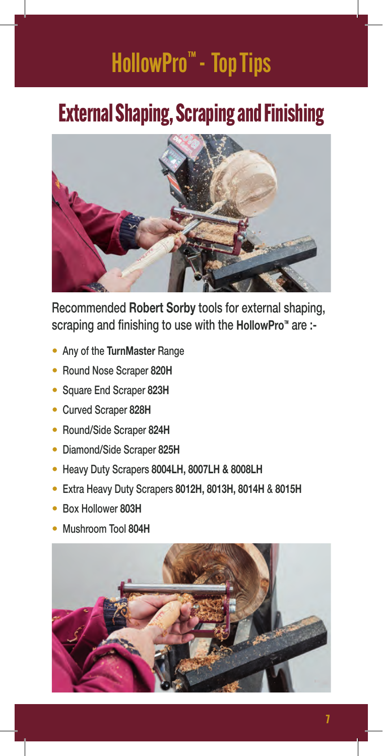# HollowPro™ - Top Tips

## External Shaping, Scraping and Finishing

Recommended **Robert Sorby** tools for external shaping, scraping and finishing to use with the **HollowPro™** are :-

- Any of the **TurnMaster** Range
- Round Nose Scraper **820H**
- Square End Scraper **823H**
- Curved Scraper **828H**
- Round/Side Scraper **824H**
- Diamond/Side Scraper **825H**
- Heavy Duty Scrapers **8004LH, 8007LH & 8008LH**
- Extra Heavy Duty Scrapers **8012H, 8013H, 8014H** & **8015H**
- Box Hollower **803H**
- Mushroom Tool **804H**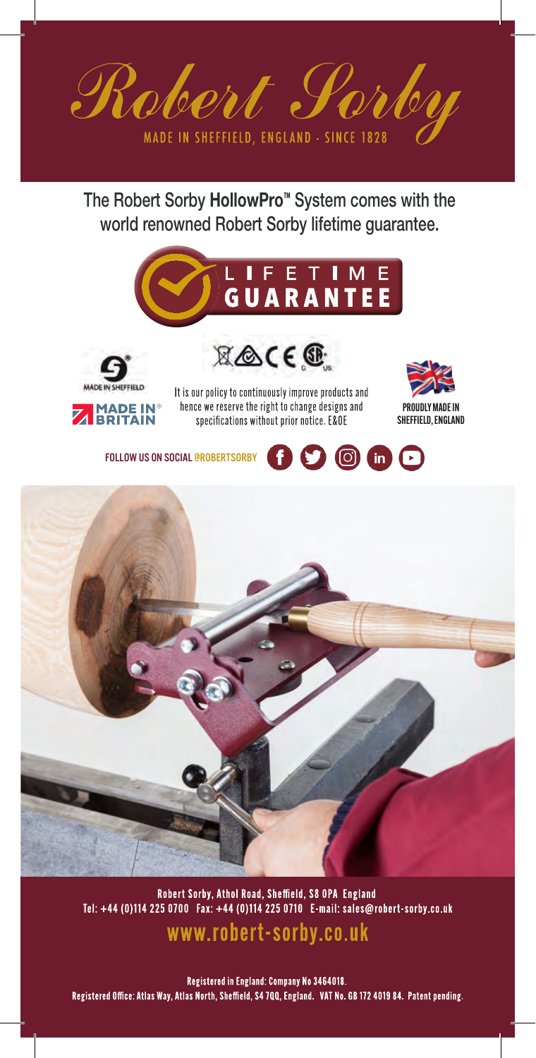# Robert Sorby

MADE IN SHEFFIELD, ENGLAND - SINCE 1828

The Robert Sorby **HollowPro™** System comes with the world renowned Robert Sorby lifetime guarantee.

LIFETIME GUARANTEE

MADE IN SHEFFIELD

MADE IN® BRITAIN

It is our policy to continuously improve products and hence we reserve the right to change designs and specifications without prior notice. E&OE

PROUDLY MADE IN SHEFFIELD, ENGLAND

FOLLOW US ON SOCIAL @ROBERTSORBY

Robert Sorby, Athol Road, Sheffield, S8 0PA England
Tel: +44 (0)114 225 0700 Fax: +44 (0)114 225 0710 E-mail: sales@robert-sorby.co.uk

www.robert-sorby.co.uk

Registered in England: Company No 3464018.
Registered Office: Atlas Way, Atlas North, Sheffield, S4 7QQ, England. VAT No. GB 172 4019 84. Patent pending.